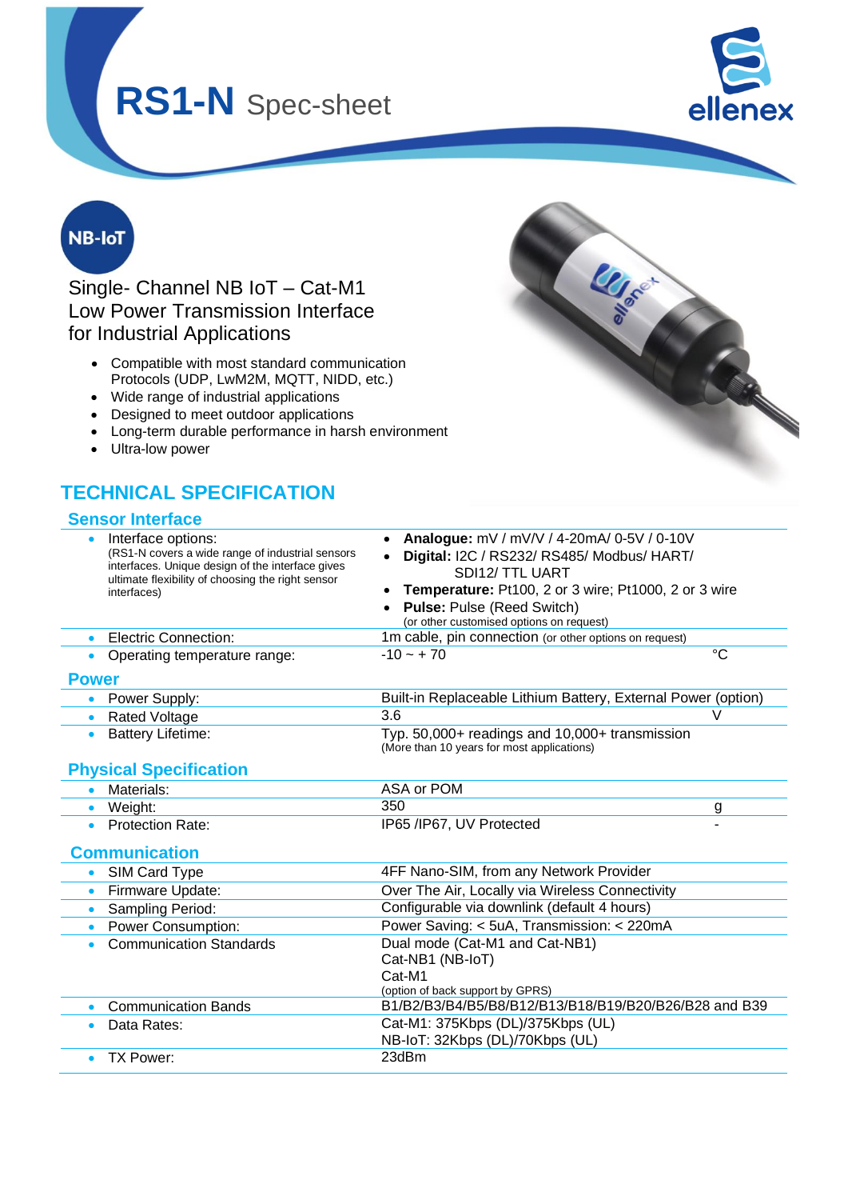# RS1-N Spec-sheet

NB-IoT

Single- Channel NB IoT – Cat-M1
Low Power Transmission Interface
for Industrial Applications

- Compatible with most standard communication Protocols (UDP, LwM2M, MQTT, NIDD, etc.)
- Wide range of industrial applications
- Designed to meet outdoor applications
- Long-term durable performance in harsh environment
- Ultra-low power

## TECHNICAL SPECIFICATION

### Sensor Interface

| | | |
|---|---|---|
| Interface options: (RS1-N covers a wide range of industrial sensors interfaces. Unique design of the interface gives ultimate flexibility of choosing the right sensor interfaces) | • **Analogue:** mV / mV/V / 4-20mA/ 0-5V / 0-10V<br>• **Digital:** I2C / RS232/ RS485/ Modbus/ HART/ SDI12/ TTL UART<br>• **Temperature:** Pt100, 2 or 3 wire; Pt1000, 2 or 3 wire<br>• **Pulse:** Pulse (Reed Switch)<br>(or other customised options on request) | |
| Electric Connection: | 1m cable, pin connection (or other options on request) | |
| Operating temperature range: | -10 ~ + 70 | °C |

### Power

| | | |
|---|---|---|
| Power Supply: | Built-in Replaceable Lithium Battery, External Power (option) | |
| Rated Voltage | 3.6 | V |
| Battery Lifetime: | Typ. 50,000+ readings and 10,000+ transmission<br>(More than 10 years for most applications) | |

### Physical Specification

| | | |
|---|---|---|
| Materials: | ASA or POM | |
| Weight: | 350 | g |
| Protection Rate: | IP65 /IP67, UV Protected | - |

### Communication

| | |
|---|---|
| SIM Card Type | 4FF Nano-SIM, from any Network Provider |
| Firmware Update: | Over The Air, Locally via Wireless Connectivity |
| Sampling Period: | Configurable via downlink (default 4 hours) |
| Power Consumption: | Power Saving: < 5uA, Transmission: < 220mA |
| Communication Standards | Dual mode (Cat-M1 and Cat-NB1)<br>Cat-NB1 (NB-IoT)<br>Cat-M1<br>(option of back support by GPRS) |
| Communication Bands | B1/B2/B3/B4/B5/B8/B12/B13/B18/B19/B20/B26/B28 and B39 |
| Data Rates: | Cat-M1: 375Kbps (DL)/375Kbps (UL)<br>NB-IoT: 32Kbps (DL)/70Kbps (UL) |
| TX Power: | 23dBm |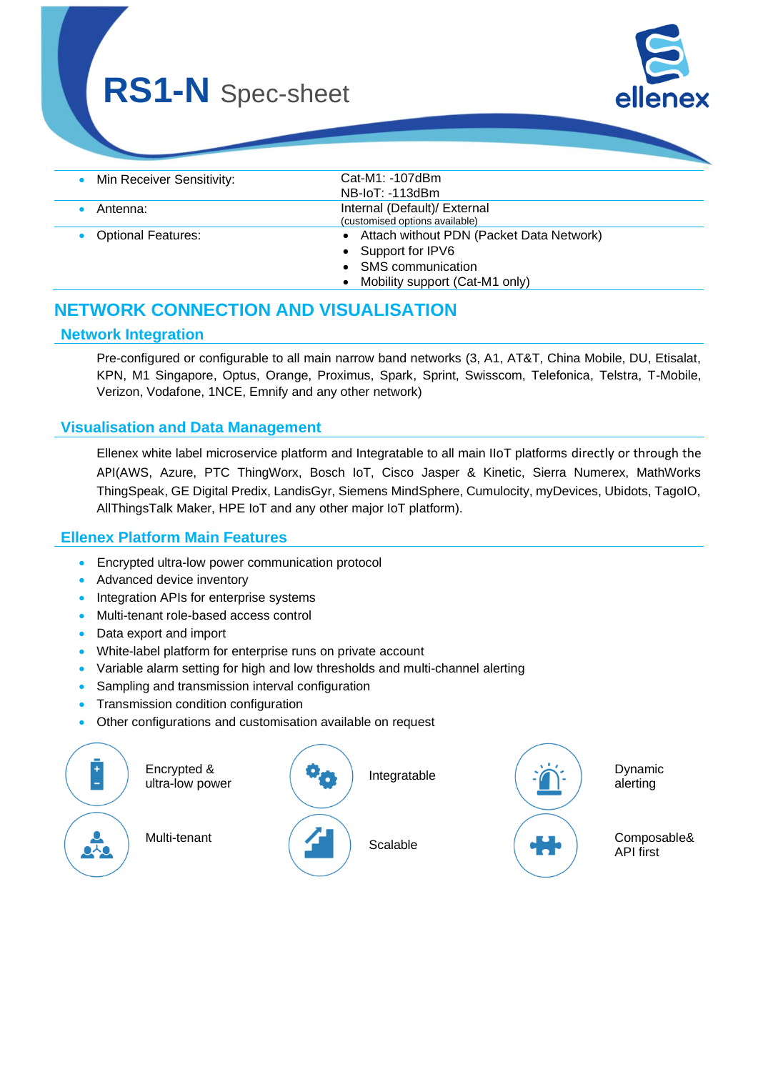# RS1-N Spec-sheet

| | |
|---|---|
| • Min Receiver Sensitivity: | Cat-M1: -107dBm<br>NB-IoT: -113dBm |
| • Antenna: | Internal (Default)/ External<br>(customised options available) |
| • Optional Features: | • Attach without PDN (Packet Data Network)<br>• Support for IPV6<br>• SMS communication<br>• Mobility support (Cat-M1 only) |

## NETWORK CONNECTION AND VISUALISATION

### Network Integration

Pre-configured or configurable to all main narrow band networks (3, A1, AT&T, China Mobile, DU, Etisalat, KPN, M1 Singapore, Optus, Orange, Proximus, Spark, Sprint, Swisscom, Telefonica, Telstra, T-Mobile, Verizon, Vodafone, 1NCE, Emnify and any other network)

### Visualisation and Data Management

Ellenex white label microservice platform and Integratable to all main IIoT platforms directly or through the API(AWS, Azure, PTC ThingWorx, Bosch IoT, Cisco Jasper & Kinetic, Sierra Numerex, MathWorks ThingSpeak, GE Digital Predix, LandisGyr, Siemens MindSphere, Cumulocity, myDevices, Ubidots, TagoIO, AllThingsTalk Maker, HPE IoT and any other major IoT platform).

### Ellenex Platform Main Features

- Encrypted ultra-low power communication protocol
- Advanced device inventory
- Integration APIs for enterprise systems
- Multi-tenant role-based access control
- Data export and import
- White-label platform for enterprise runs on private account
- Variable alarm setting for high and low thresholds and multi-channel alerting
- Sampling and transmission interval configuration
- Transmission condition configuration
- Other configurations and customisation available on request

Encrypted & ultra-low power

Integratable

Dynamic alerting

Multi-tenant

Scalable

Composable& API first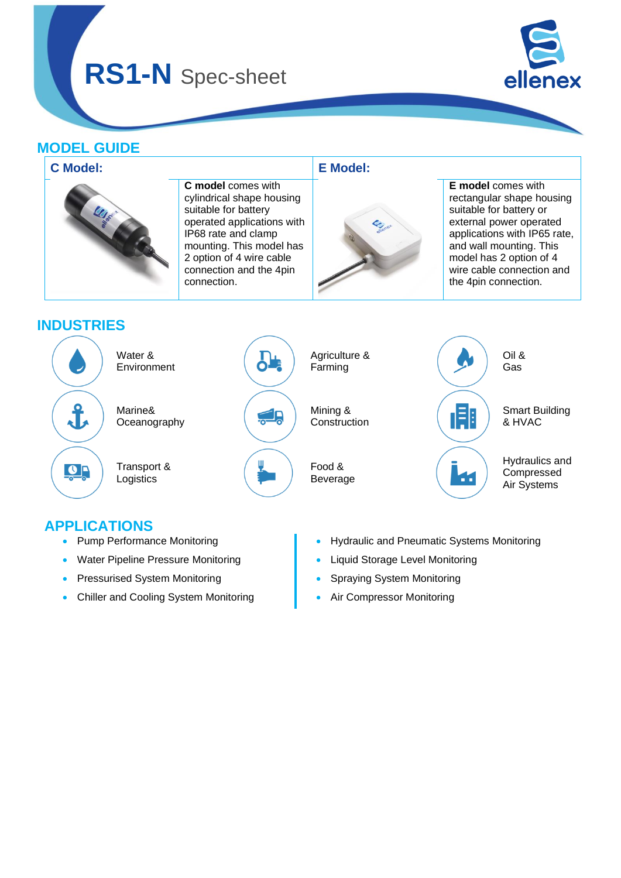# RS1-N Spec-sheet

## MODEL GUIDE

| C Model: | E Model: |
| --- | --- |
| **C model** comes with cylindrical shape housing suitable for battery operated applications with IP68 rate and clamp mounting. This model has 2 option of 4 wire cable connection and the 4pin connection. | **E model** comes with rectangular shape housing suitable for battery or external power operated applications with IP65 rate, and wall mounting. This model has 2 option of 4 wire cable connection and the 4pin connection. |

## INDUSTRIES

- Water & Environment
- Agriculture & Farming
- Oil & Gas
- Marine& Oceanography
- Mining & Construction
- Smart Building & HVAC
- Transport & Logistics
- Food & Beverage
- Hydraulics and Compressed Air Systems

## APPLICATIONS

- Pump Performance Monitoring
- Water Pipeline Pressure Monitoring
- Pressurised System Monitoring
- Chiller and Cooling System Monitoring
- Hydraulic and Pneumatic Systems Monitoring
- Liquid Storage Level Monitoring
- Spraying System Monitoring
- Air Compressor Monitoring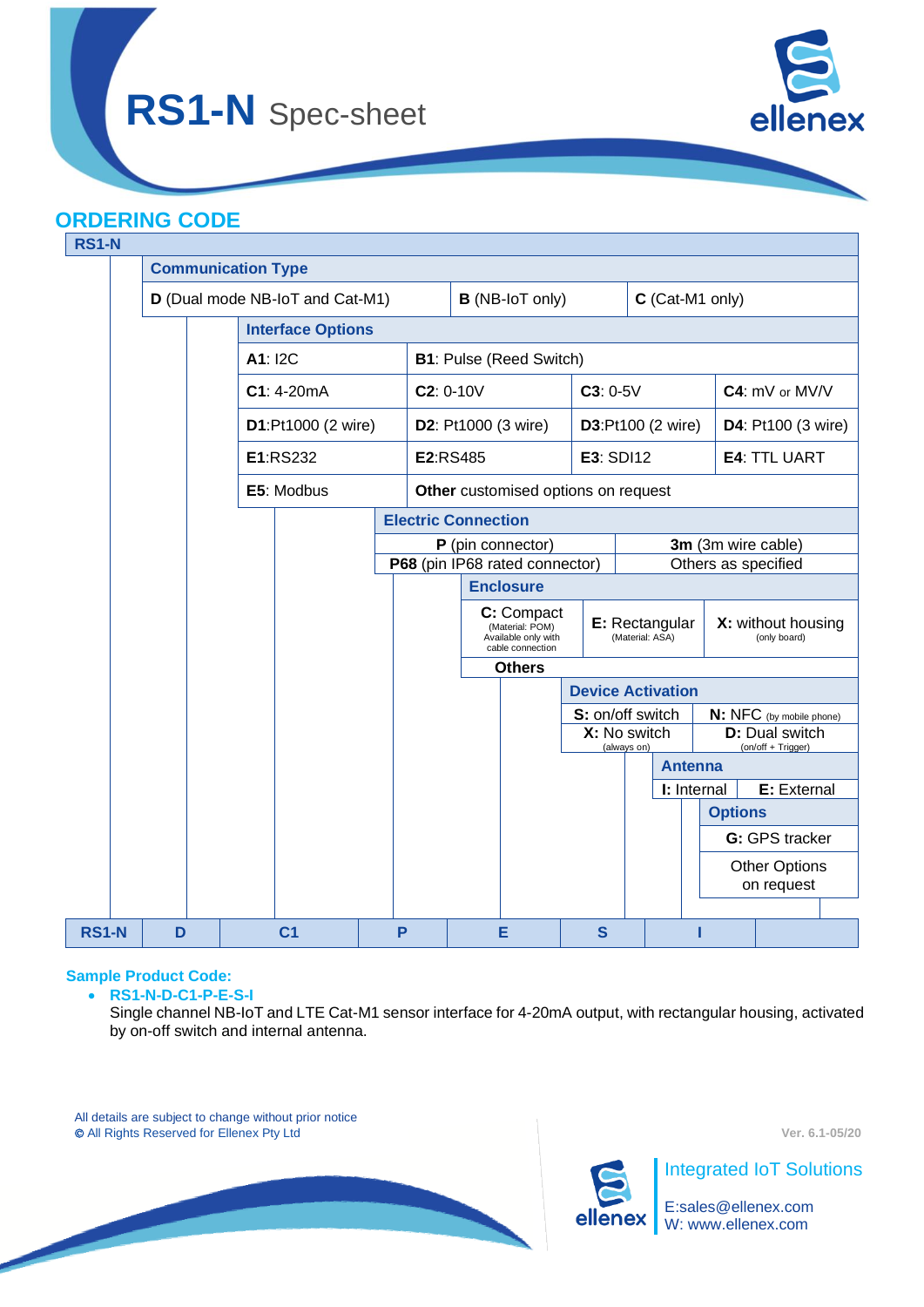# RS1-N Spec-sheet

## ORDERING CODE

**RS1-N**

**Communication Type**

| | | |
|---|---|---|
| **D** (Dual mode NB-IoT and Cat-M1) | **B** (NB-IoT only) | **C** (Cat-M1 only) |

**Interface Options**

| | | | |
|---|---|---|---|
| **A1**: I2C | **B1**: Pulse (Reed Switch) | | |
| **C1**: 4-20mA | **C2**: 0-10V | **C3**: 0-5V | **C4**: mV or MV/V |
| **D1**:Pt1000 (2 wire) | **D2**: Pt1000 (3 wire) | **D3**:Pt100 (2 wire) | **D4**: Pt100 (3 wire) |
| **E1**:RS232 | **E2**:RS485 | **E3**: SDI12 | **E4**: TTL UART |
| **E5**: Modbus | **Other** customised options on request | | |

**Electric Connection**

| | |
|---|---|
| **P** (pin connector) | **3m** (3m wire cable) |
| **P68** (pin IP68 rated connector) | Others as specified |

**Enclosure**

| | | |
|---|---|---|
| **C:** Compact (Material: POM) Available only with cable connection | **E:** Rectangular (Material: ASA) | **X:** without housing (only board) |
| **Others** | | |

**Device Activation**

| | |
|---|---|
| **S:** on/off switch | **N:** NFC (by mobile phone) |
| **X:** No switch (always on) | **D:** Dual switch (on/off + Trigger) |

**Antenna**

| | |
|---|---|
| **I:** Internal | **E:** External |

**Options**

- **G:** GPS tracker
- Other Options on request

| | | | | | | | |
|---|---|---|---|---|---|---|---|
| RS1-N | D | C1 | P | E | S | I | |

**Sample Product Code:**

- **RS1-N-D-C1-P-E-S-I**
  Single channel NB-IoT and LTE Cat-M1 sensor interface for 4-20mA output, with rectangular housing, activated by on-off switch and internal antenna.

All details are subject to change without prior notice
© All Rights Reserved for Ellenex Pty Ltd

Ver. 6.1-05/20

Integrated IoT Solutions

E:sales@ellenex.com
W: www.ellenex.com